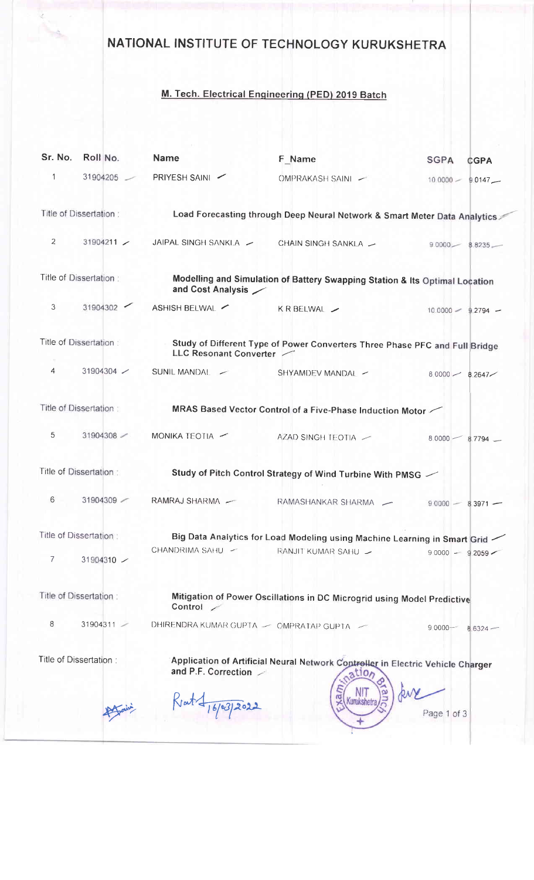# NATIONAL INSTITUTE OF TECHNOLOGY KURUKSHETRA

## M. Tech. Electrical Engineering (PED) 2019 Batch

| Sr. No. | Roll No. | Name | F_Name | SGPA | CGPA |
|---|---|---|---|---|---|
| 1 | 31904205 | PRIYESH SAINI | OMPRAKASH SAINI | 10.0000 | 9.0147 |
| Title of Dissertation : | | Load Forecasting through Deep Neural Network & Smart Meter Data Analytics | | | |
| 2 | 31904211 | JAIPAL SINGH SANKLA | CHAIN SINGH SANKLA | 9.0000 | 8.8235 |
| Title of Dissertation : | | Modelling and Simulation of Battery Swapping Station & Its Optimal Location and Cost Analysis | | | |
| 3 | 31904302 | ASHISH BELWAL | K R BELWAL | 10.0000 | 9.2794 |
| Title of Dissertation : | | Study of Different Type of Power Converters Three Phase PFC and Full Bridge LLC Resonant Converter | | | |
| 4 | 31904304 | SUNIL MANDAL | SHYAMDEV MANDAL | 8.0000 | 8.2647 |
| Title of Dissertation : | | MRAS Based Vector Control of a Five-Phase Induction Motor | | | |
| 5 | 31904308 | MONIKA TEOTIA | AZAD SINGH TEOTIA | 8.0000 | 8.7794 |
| Title of Dissertation : | | Study of Pitch Control Strategy of Wind Turbine With PMSG | | | |
| 6 | 31904309 | RAMRAJ SHARMA | RAMASHANKAR SHARMA | 9.0000 | 8.3971 |
| Title of Dissertation : | | Big Data Analytics for Load Modeling using Machine Learning in Smart Grid | | | |
| 7 | 31904310 | CHANDRIMA SAHU | RANJIT KUMAR SAHU | 9.0000 | 9.2059 |
| Title of Dissertation : | | Mitigation of Power Oscillations in DC Microgrid using Model Predictive Control | | | |
| 8 | 31904311 | DHIRENDRA KUMAR GUPTA | OMPRATAP GUPTA | 9.0000 | 8.6324 |
| Title of Dissertation : | | Application of Artificial Neural Network Controller in Electric Vehicle Charger and P.F. Correction | | | |

16/03/2022

Examination Branch NIT Kurukshetra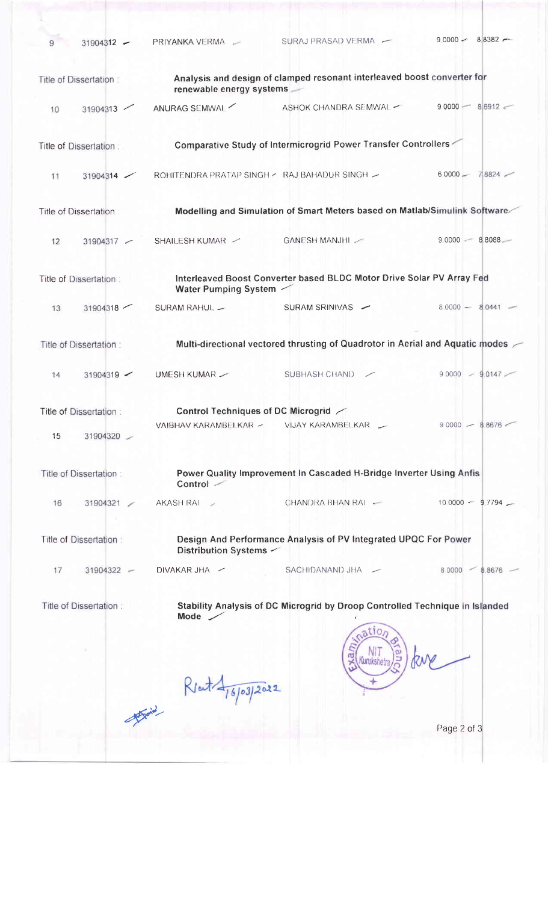| S.No. | Roll No. | Name | Father's Name | | |
|---|---|---|---|---|---|
| 9 | 31904312 | PRIYANKA VERMA | SURAJ PRASAD VERMA | 9.0000 | 8.8382 |
| Title of Dissertation : | | Analysis and design of clamped resonant interleaved boost converter for renewable energy systems | | | |
| 10 | 31904313 | ANURAG SEMWAL | ASHOK CHANDRA SEMWAL | 9.0000 | 8.6912 |
| Title of Dissertation : | | Comparative Study of Intermicrogrid Power Transfer Controllers | | | |
| 11 | 31904314 | ROHITENDRA PRATAP SINGH | RAJ BAHADUR SINGH | 6.0000 | 7.8824 |
| Title of Dissertation : | | Modelling and Simulation of Smart Meters based on Matlab/Simulink Software | | | |
| 12 | 31904317 | SHAILESH KUMAR | GANESH MANJHI | 9.0000 | 8.8088 |
| Title of Dissertation : | | Interleaved Boost Converter based BLDC Motor Drive Solar PV Array Fed Water Pumping System | | | |
| 13 | 31904318 | SURAM RAHUL | SURAM SRINIVAS | 8.0000 | 8.0441 |
| Title of Dissertation : | | Multi-directional vectored thrusting of Quadrotor in Aerial and Aquatic modes | | | |
| 14 | 31904319 | UMESH KUMAR | SUBHASH CHAND | 9.0000 | 9.0147 |
| Title of Dissertation : | | Control Techniques of DC Microgrid | | | |
| 15 | 31904320 | VAIBHAV KARAMBELKAR | VIJAY KARAMBELKAR | 9.0000 | 8.8676 |
| Title of Dissertation : | | Power Quality Improvement In Cascaded H-Bridge Inverter Using Anfis Control | | | |
| 16 | 31904321 | AKASH RAI | CHANDRA BHAN RAI | 10.0000 | 9.7794 |
| Title of Dissertation : | | Design And Performance Analysis of PV Integrated UPQC For Power Distribution Systems | | | |
| 17 | 31904322 | DIVAKAR JHA | SACHIDANAND JHA | 8.0000 | 8.8676 |
| Title of Dissertation : | | Stability Analysis of DC Microgrid by Droop Controlled Technique in Islanded Mode | | | |

Examination Branch, NIT Kurukshetra

16/03/2022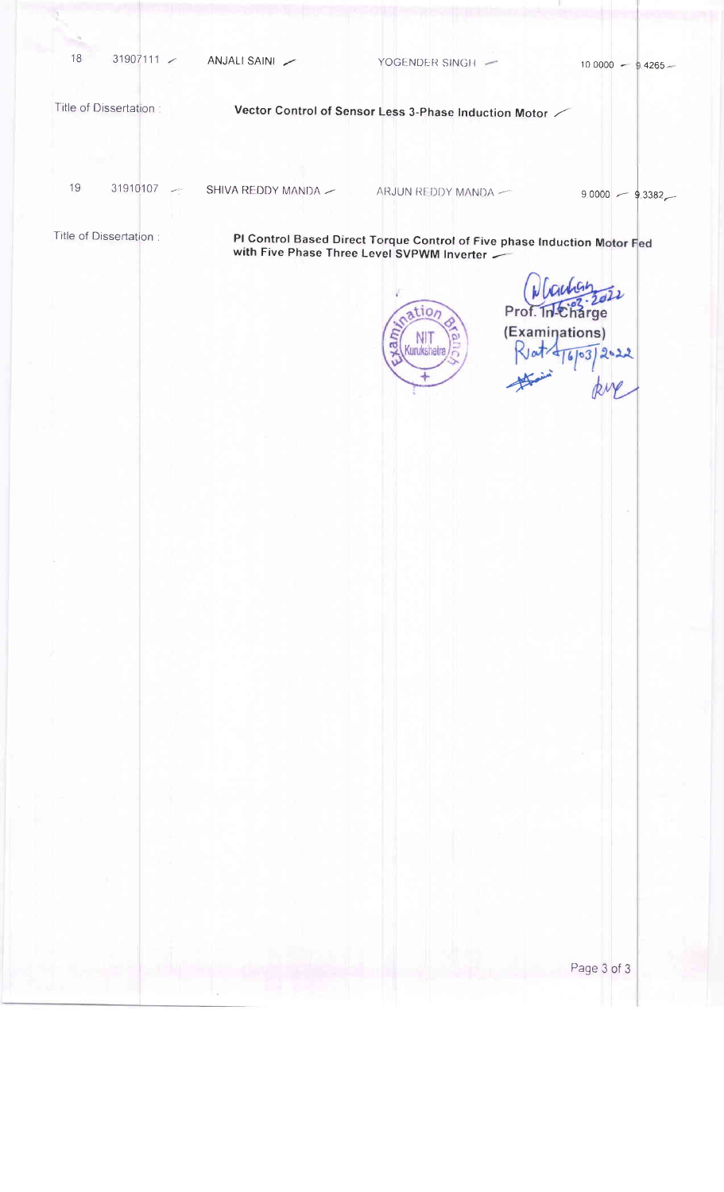| | | | | | |
|---|---|---|---|---|---|
| 18 | 31907111 | ANJALI SAINI | YOGENDER SINGH | 10.0000 | 9.4265 |

Title of Dissertation : **Vector Control of Sensor Less 3-Phase Induction Motor**

| | | | | | |
|---|---|---|---|---|---|
| 19 | 31910107 | SHIVA REDDY MANDA | ARJUN REDDY MANDA | 9.0000 | 9.3382 |

Title of Dissertation : **PI Control Based Direct Torque Control of Five phase Induction Motor Fed with Five Phase Three Level SVPWM Inverter**

Examination Branch NIT Kurukshetra

**Prof. In-Charge**
**(Examinations)**
16.03.2022